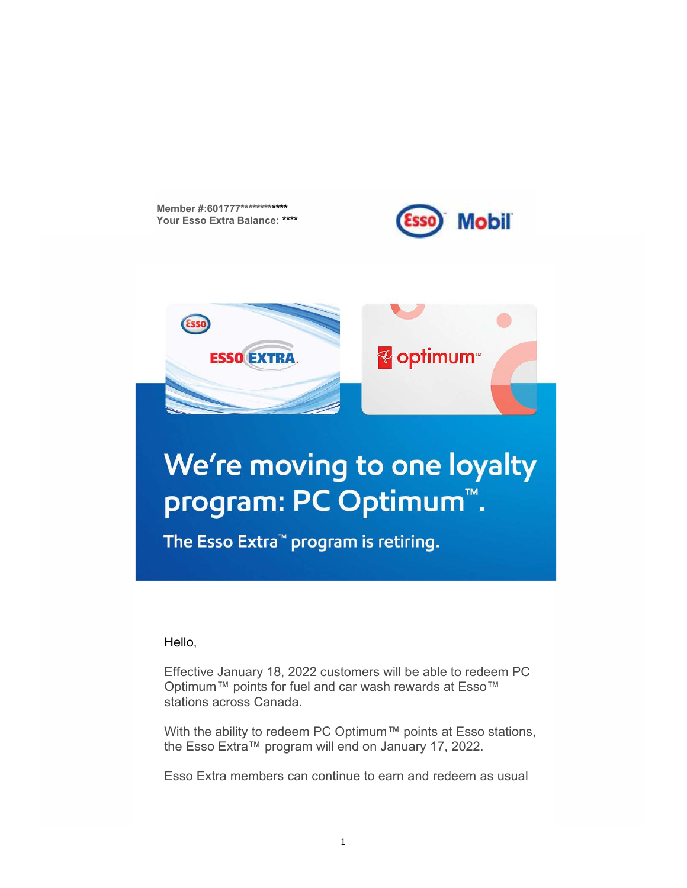**Member #:601777**************
**Your Esso Extra Balance: ******

# We're moving to one loyalty program: PC Optimum™.

## The Esso Extra™ program is retiring.

Hello,

Effective January 18, 2022 customers will be able to redeem PC Optimum™ points for fuel and car wash rewards at Esso™ stations across Canada.

With the ability to redeem PC Optimum™ points at Esso stations, the Esso Extra™ program will end on January 17, 2022.

Esso Extra members can continue to earn and redeem as usual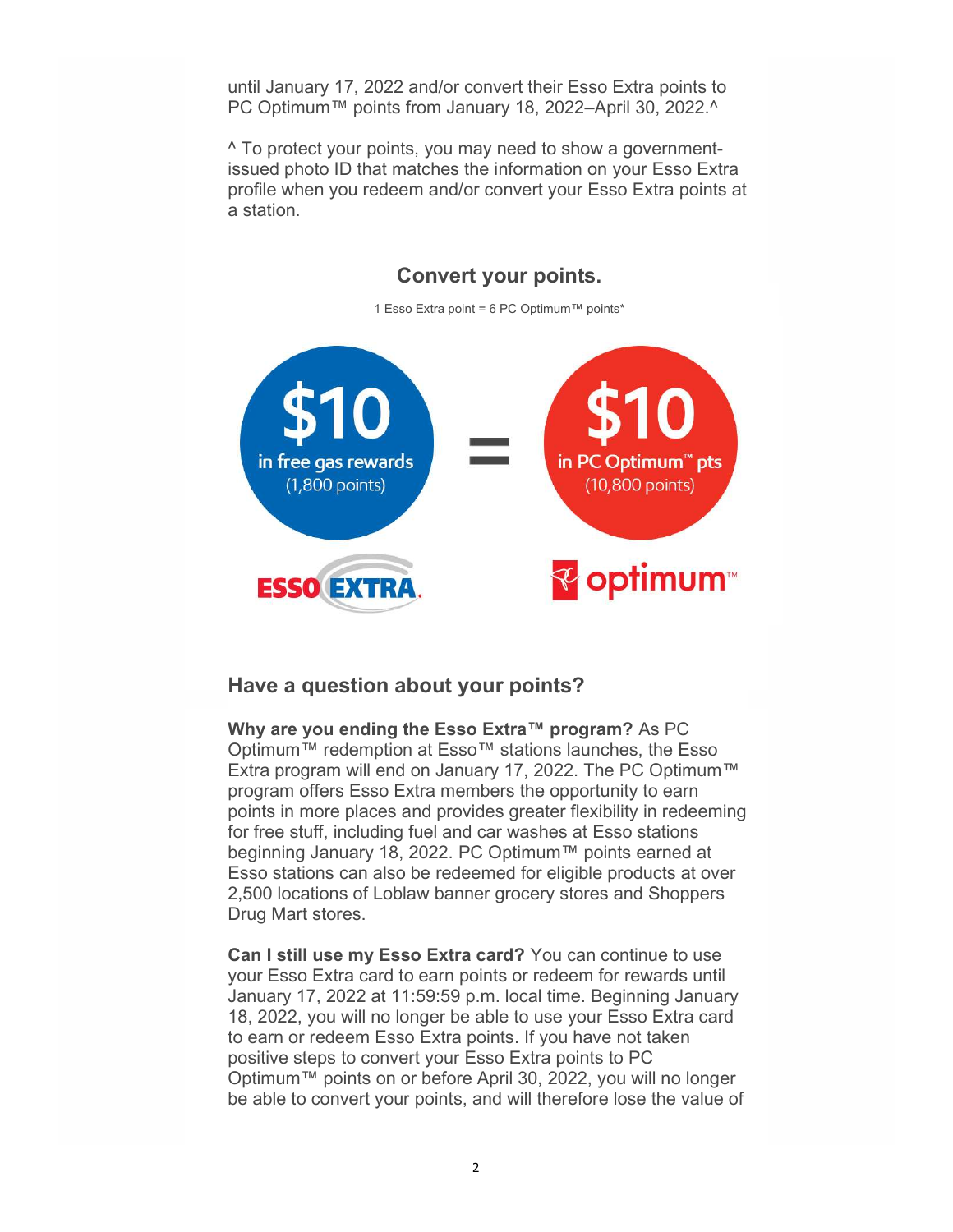until January 17, 2022 and/or convert their Esso Extra points to PC Optimum™ points from January 18, 2022–April 30, 2022.^

^ To protect your points, you may need to show a government-issued photo ID that matches the information on your Esso Extra profile when you redeem and/or convert your Esso Extra points at a station.

## Convert your points.

1 Esso Extra point = 6 PC Optimum™ points*

$10 in free gas rewards (1,800 points) = $10 in PC Optimum™ pts (10,800 points)

ESSO EXTRA. optimum™

## Have a question about your points?

**Why are you ending the Esso Extra™ program?** As PC Optimum™ redemption at Esso™ stations launches, the Esso Extra program will end on January 17, 2022. The PC Optimum™ program offers Esso Extra members the opportunity to earn points in more places and provides greater flexibility in redeeming for free stuff, including fuel and car washes at Esso stations beginning January 18, 2022. PC Optimum™ points earned at Esso stations can also be redeemed for eligible products at over 2,500 locations of Loblaw banner grocery stores and Shoppers Drug Mart stores.

**Can I still use my Esso Extra card?** You can continue to use your Esso Extra card to earn points or redeem for rewards until January 17, 2022 at 11:59:59 p.m. local time. Beginning January 18, 2022, you will no longer be able to use your Esso Extra card to earn or redeem Esso Extra points. If you have not taken positive steps to convert your Esso Extra points to PC Optimum™ points on or before April 30, 2022, you will no longer be able to convert your points, and will therefore lose the value of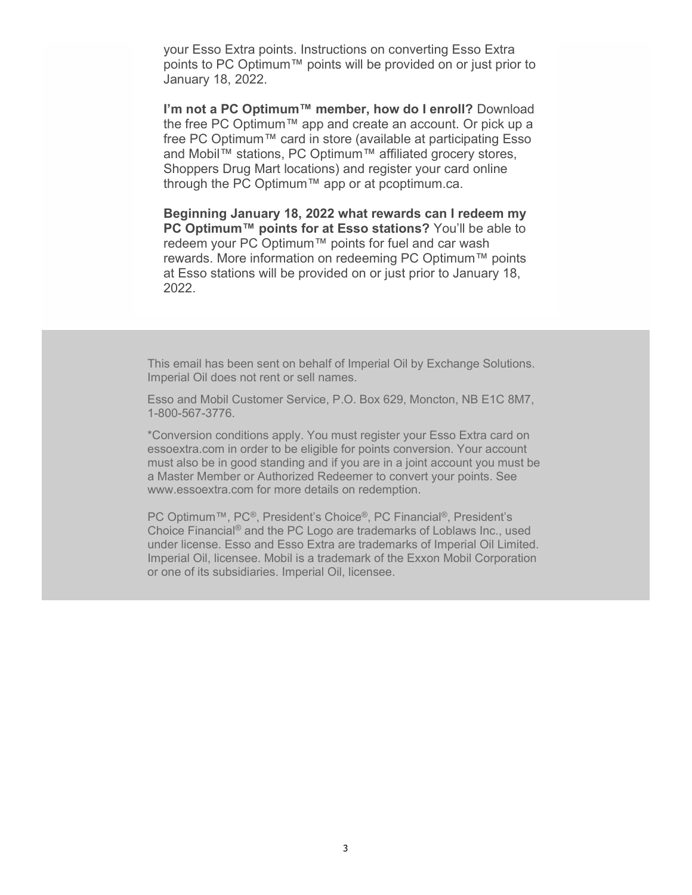your Esso Extra points. Instructions on converting Esso Extra points to PC Optimum™ points will be provided on or just prior to January 18, 2022.

**I'm not a PC Optimum™ member, how do I enroll?** Download the free PC Optimum™ app and create an account. Or pick up a free PC Optimum™ card in store (available at participating Esso and Mobil™ stations, PC Optimum™ affiliated grocery stores, Shoppers Drug Mart locations) and register your card online through the PC Optimum™ app or at pcoptimum.ca.

**Beginning January 18, 2022 what rewards can I redeem my PC Optimum™ points for at Esso stations?** You'll be able to redeem your PC Optimum™ points for fuel and car wash rewards. More information on redeeming PC Optimum™ points at Esso stations will be provided on or just prior to January 18, 2022.

This email has been sent on behalf of Imperial Oil by Exchange Solutions. Imperial Oil does not rent or sell names.

Esso and Mobil Customer Service, P.O. Box 629, Moncton, NB E1C 8M7, 1-800-567-3776.

*Conversion conditions apply. You must register your Esso Extra card on essoextra.com in order to be eligible for points conversion. Your account must also be in good standing and if you are in a joint account you must be a Master Member or Authorized Redeemer to convert your points. See www.essoextra.com for more details on redemption.

PC Optimum™, PC®, President's Choice®, PC Financial®, President's Choice Financial® and the PC Logo are trademarks of Loblaws Inc., used under license. Esso and Esso Extra are trademarks of Imperial Oil Limited. Imperial Oil, licensee. Mobil is a trademark of the Exxon Mobil Corporation or one of its subsidiaries. Imperial Oil, licensee.